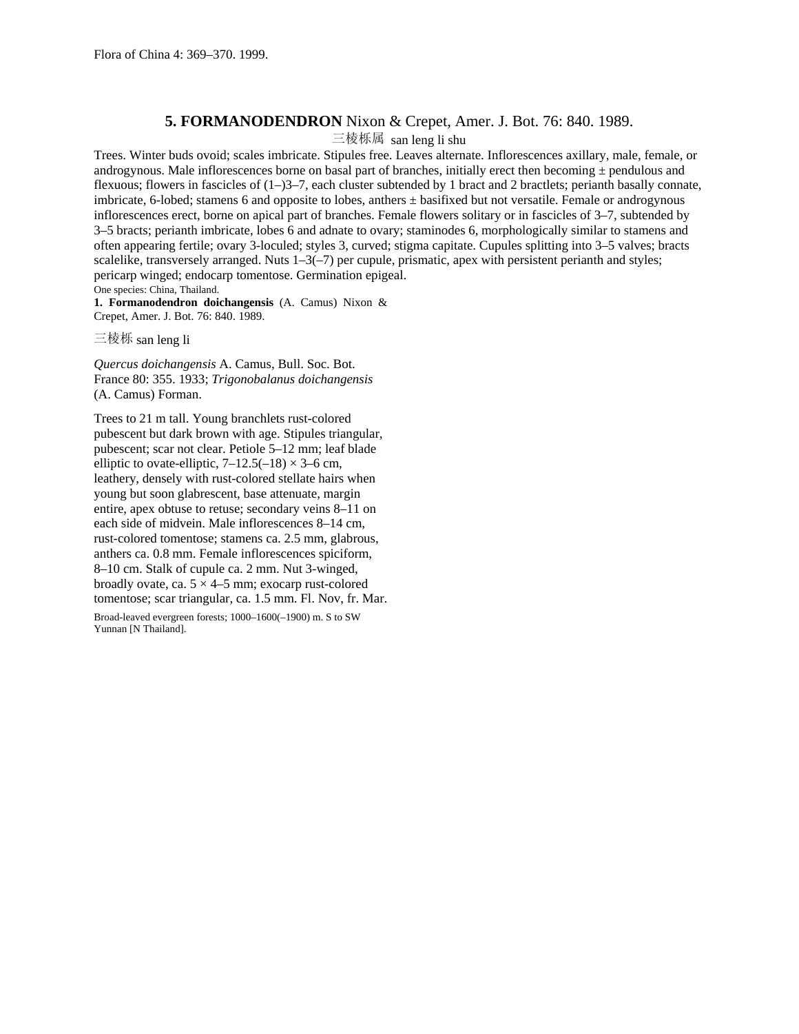Flora of China 4: 369–370. 1999.

## 5. **FORMANODENDRON** Nixon & Crepet, Amer. J. Bot. 76: 840. 1989.

三棱栎属 san leng li shu

Trees. Winter buds ovoid; scales imbricate. Stipules free. Leaves alternate. Inflorescences axillary, male, female, or androgynous. Male inflorescences borne on basal part of branches, initially erect then becoming ± pendulous and flexuous; flowers in fascicles of (1–)3–7, each cluster subtended by 1 bract and 2 bractlets; perianth basally connate, imbricate, 6-lobed; stamens 6 and opposite to lobes, anthers ± basifixed but not versatile. Female or androgynous inflorescences erect, borne on apical part of branches. Female flowers solitary or in fascicles of 3–7, subtended by 3–5 bracts; perianth imbricate, lobes 6 and adnate to ovary; staminodes 6, morphologically similar to stamens and often appearing fertile; ovary 3-loculed; styles 3, curved; stigma capitate. Cupules splitting into 3–5 valves; bracts scalelike, transversely arranged. Nuts 1–3(–7) per cupule, prismatic, apex with persistent perianth and styles; pericarp winged; endocarp tomentose. Germination epigeal.

One species: China, Thailand.

**1. Formanodendron doichangensis** (A. Camus) Nixon & Crepet, Amer. J. Bot. 76: 840. 1989.

三棱栎 san leng li

*Quercus doichangensis* A. Camus, Bull. Soc. Bot. France 80: 355. 1933; *Trigonobalanus doichangensis* (A. Camus) Forman.

Trees to 21 m tall. Young branchlets rust-colored pubescent but dark brown with age. Stipules triangular, pubescent; scar not clear. Petiole 5–12 mm; leaf blade elliptic to ovate-elliptic, 7–12.5(–18) × 3–6 cm, leathery, densely with rust-colored stellate hairs when young but soon glabrescent, base attenuate, margin entire, apex obtuse to retuse; secondary veins 8–11 on each side of midvein. Male inflorescences 8–14 cm, rust-colored tomentose; stamens ca. 2.5 mm, glabrous, anthers ca. 0.8 mm. Female inflorescences spiciform, 8–10 cm. Stalk of cupule ca. 2 mm. Nut 3-winged, broadly ovate, ca. 5 × 4–5 mm; exocarp rust-colored tomentose; scar triangular, ca. 1.5 mm. Fl. Nov, fr. Mar.

Broad-leaved evergreen forests; 1000–1600(–1900) m. S to SW Yunnan [N Thailand].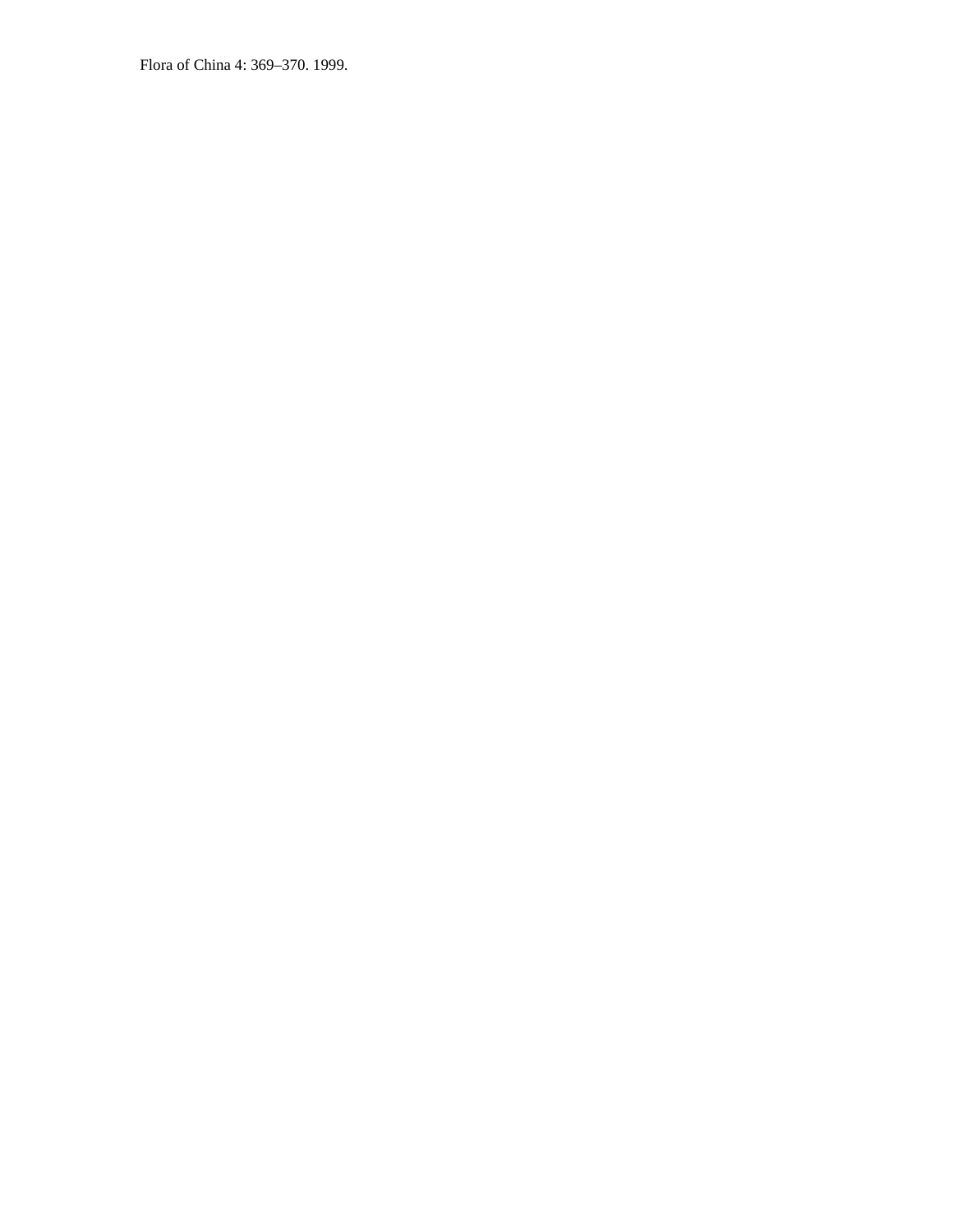Flora of China 4: 369–370. 1999.